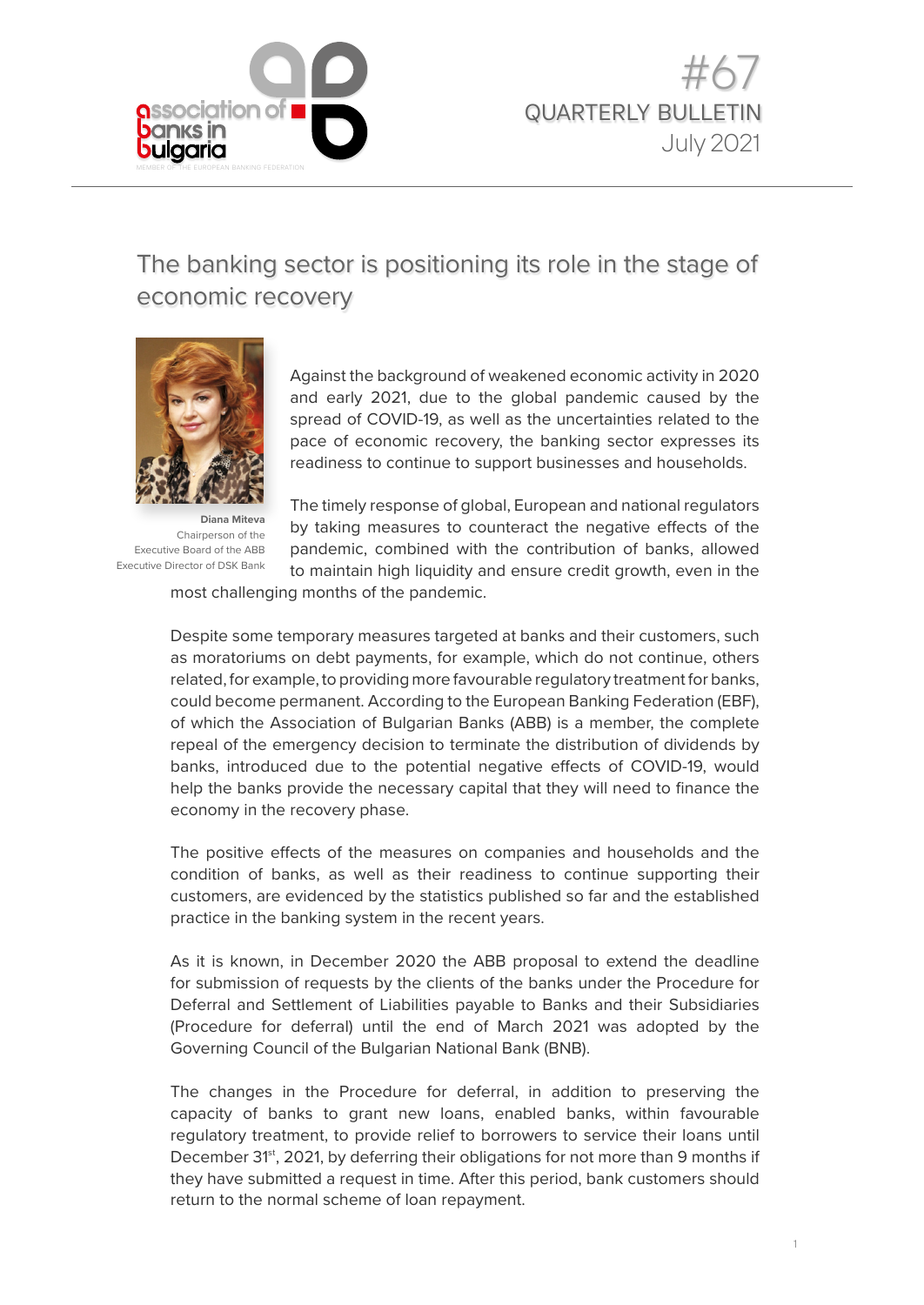# #67 QUARTERLY BULLETIN July 2021

## The banking sector is positioning its role in the stage of economic recovery

**Diana Miteva**
Chairperson of the Executive Board of the ABB
Executive Director of DSK Bank

Against the background of weakened economic activity in 2020 and early 2021, due to the global pandemic caused by the spread of COVID-19, as well as the uncertainties related to the pace of economic recovery, the banking sector expresses its readiness to continue to support businesses and households.

The timely response of global, European and national regulators by taking measures to counteract the negative effects of the pandemic, combined with the contribution of banks, allowed to maintain high liquidity and ensure credit growth, even in the most challenging months of the pandemic.

Despite some temporary measures targeted at banks and their customers, such as moratoriums on debt payments, for example, which do not continue, others related, for example, to providing more favourable regulatory treatment for banks, could become permanent. According to the European Banking Federation (EBF), of which the Association of Bulgarian Banks (ABB) is a member, the complete repeal of the emergency decision to terminate the distribution of dividends by banks, introduced due to the potential negative effects of COVID-19, would help the banks provide the necessary capital that they will need to finance the economy in the recovery phase.

The positive effects of the measures on companies and households and the condition of banks, as well as their readiness to continue supporting their customers, are evidenced by the statistics published so far and the established practice in the banking system in the recent years.

As it is known, in December 2020 the ABB proposal to extend the deadline for submission of requests by the clients of the banks under the Procedure for Deferral and Settlement of Liabilities payable to Banks and their Subsidiaries (Procedure for deferral) until the end of March 2021 was adopted by the Governing Council of the Bulgarian National Bank (BNB).

The changes in the Procedure for deferral, in addition to preserving the capacity of banks to grant new loans, enabled banks, within favourable regulatory treatment, to provide relief to borrowers to service their loans until December 31st, 2021, by deferring their obligations for not more than 9 months if they have submitted a request in time. After this period, bank customers should return to the normal scheme of loan repayment.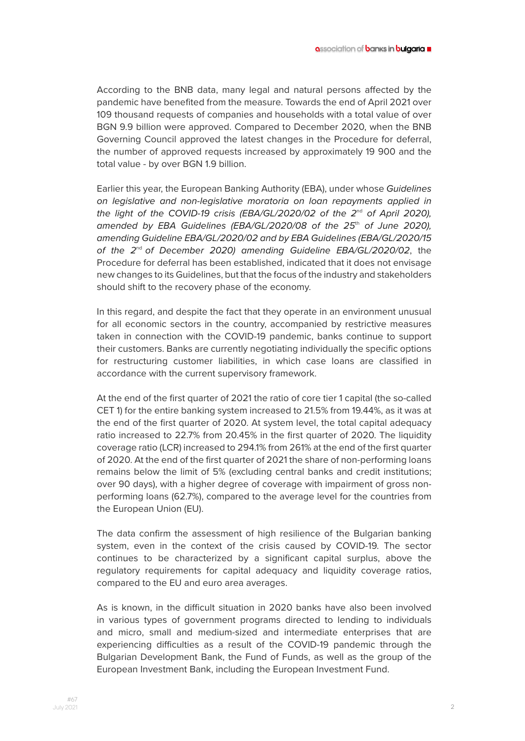According to the BNB data, many legal and natural persons affected by the pandemic have benefited from the measure. Towards the end of April 2021 over 109 thousand requests of companies and households with a total value of over BGN 9.9 billion were approved. Compared to December 2020, when the BNB Governing Council approved the latest changes in the Procedure for deferral, the number of approved requests increased by approximately 19 900 and the total value - by over BGN 1.9 billion.

Earlier this year, the European Banking Authority (EBA), under whose *Guidelines on legislative and non-legislative moratoria on loan repayments applied in the light of the COVID-19 crisis (EBA/GL/2020/02 of the 2nd of April 2020), amended by EBA Guidelines (EBA/GL/2020/08 of the 25th of June 2020), amending Guideline EBA/GL/2020/02 and by EBA Guidelines (EBA/GL/2020/15 of the 2nd of December 2020) amending Guideline EBA/GL/2020/02*, the Procedure for deferral has been established, indicated that it does not envisage new changes to its Guidelines, but that the focus of the industry and stakeholders should shift to the recovery phase of the economy.

In this regard, and despite the fact that they operate in an environment unusual for all economic sectors in the country, accompanied by restrictive measures taken in connection with the COVID-19 pandemic, banks continue to support their customers. Banks are currently negotiating individually the specific options for restructuring customer liabilities, in which case loans are classified in accordance with the current supervisory framework.

At the end of the first quarter of 2021 the ratio of core tier 1 capital (the so-called CET 1) for the entire banking system increased to 21.5% from 19.44%, as it was at the end of the first quarter of 2020. At system level, the total capital adequacy ratio increased to 22.7% from 20.45% in the first quarter of 2020. The liquidity coverage ratio (LCR) increased to 294.1% from 261% at the end of the first quarter of 2020. At the end of the first quarter of 2021 the share of non-performing loans remains below the limit of 5% (excluding central banks and credit institutions; over 90 days), with a higher degree of coverage with impairment of gross non-performing loans (62.7%), compared to the average level for the countries from the European Union (EU).

The data confirm the assessment of high resilience of the Bulgarian banking system, even in the context of the crisis caused by COVID-19. The sector continues to be characterized by a significant capital surplus, above the regulatory requirements for capital adequacy and liquidity coverage ratios, compared to the EU and euro area averages.

As is known, in the difficult situation in 2020 banks have also been involved in various types of government programs directed to lending to individuals and micro, small and medium-sized and intermediate enterprises that are experiencing difficulties as a result of the COVID-19 pandemic through the Bulgarian Development Bank, the Fund of Funds, as well as the group of the European Investment Bank, including the European Investment Fund.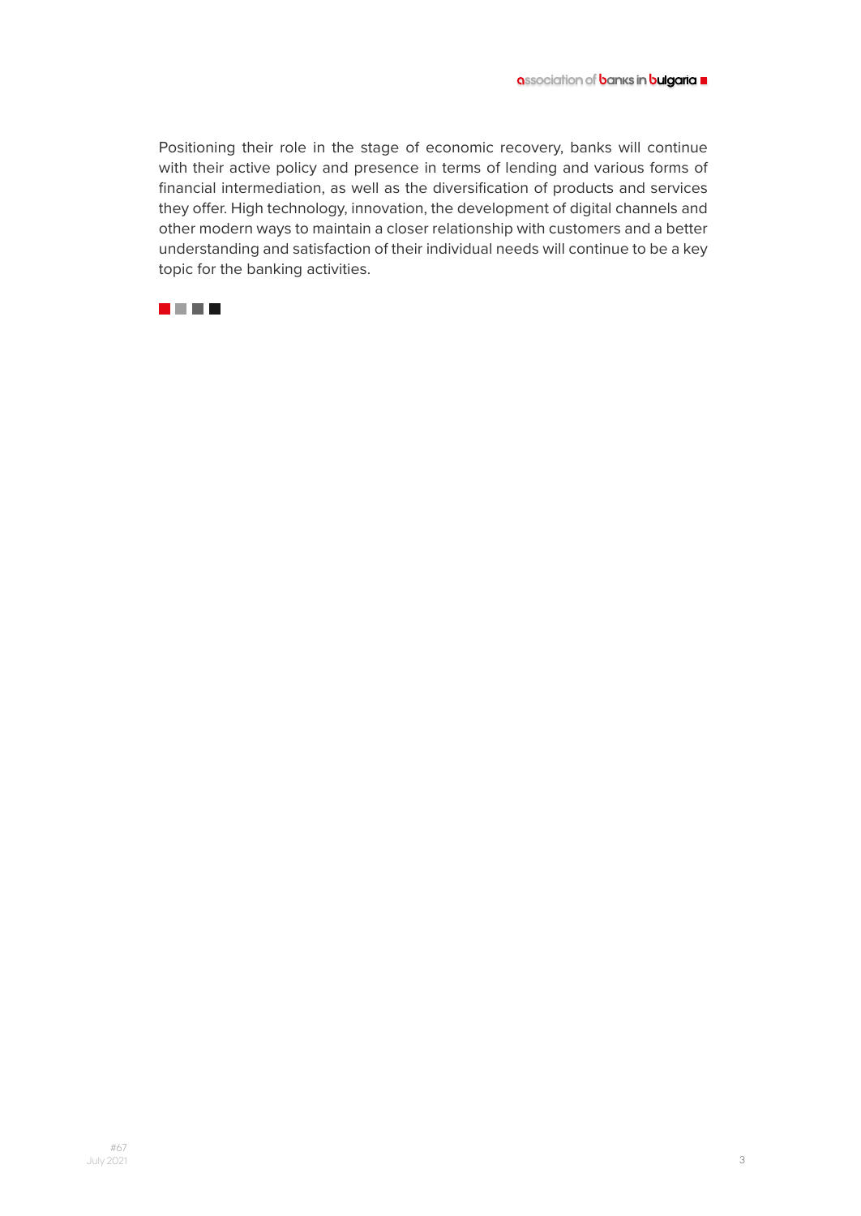Positioning their role in the stage of economic recovery, banks will continue with their active policy and presence in terms of lending and various forms of financial intermediation, as well as the diversification of products and services they offer. High technology, innovation, the development of digital channels and other modern ways to maintain a closer relationship with customers and a better understanding and satisfaction of their individual needs will continue to be a key topic for the banking activities.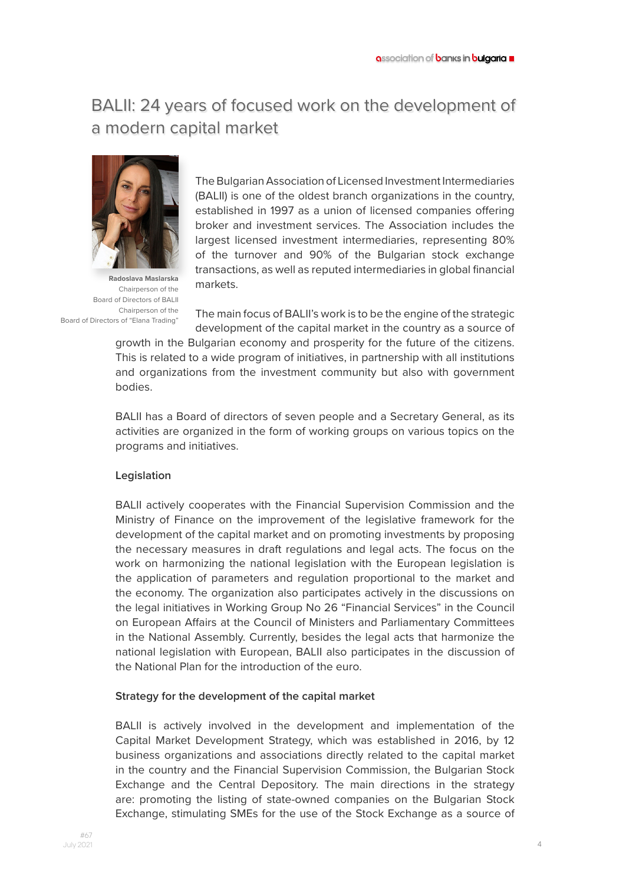# BALII: 24 years of focused work on the development of a modern capital market

**Radoslava Maslarska**
Chairperson of the Board of Directors of BALII
Chairperson of the Board of Directors of "Elana Trading"

The Bulgarian Association of Licensed Investment Intermediaries (BALII) is one of the oldest branch organizations in the country, established in 1997 as a union of licensed companies offering broker and investment services. The Association includes the largest licensed investment intermediaries, representing 80% of the turnover and 90% of the Bulgarian stock exchange transactions, as well as reputed intermediaries in global financial markets.

The main focus of BALII's work is to be the engine of the strategic development of the capital market in the country as a source of growth in the Bulgarian economy and prosperity for the future of the citizens. This is related to a wide program of initiatives, in partnership with all institutions and organizations from the investment community but also with government bodies.

BALII has a Board of directors of seven people and a Secretary General, as its activities are organized in the form of working groups on various topics on the programs and initiatives.

**Legislation**

BALII actively cooperates with the Financial Supervision Commission and the Ministry of Finance on the improvement of the legislative framework for the development of the capital market and on promoting investments by proposing the necessary measures in draft regulations and legal acts. The focus on the work on harmonizing the national legislation with the European legislation is the application of parameters and regulation proportional to the market and the economy. The organization also participates actively in the discussions on the legal initiatives in Working Group No 26 "Financial Services" in the Council on European Affairs at the Council of Ministers and Parliamentary Committees in the National Assembly. Currently, besides the legal acts that harmonize the national legislation with European, BALII also participates in the discussion of the National Plan for the introduction of the euro.

**Strategy for the development of the capital market**

BALII is actively involved in the development and implementation of the Capital Market Development Strategy, which was established in 2016, by 12 business organizations and associations directly related to the capital market in the country and the Financial Supervision Commission, the Bulgarian Stock Exchange and the Central Depository. The main directions in the strategy are: promoting the listing of state-owned companies on the Bulgarian Stock Exchange, stimulating SMEs for the use of the Stock Exchange as a source of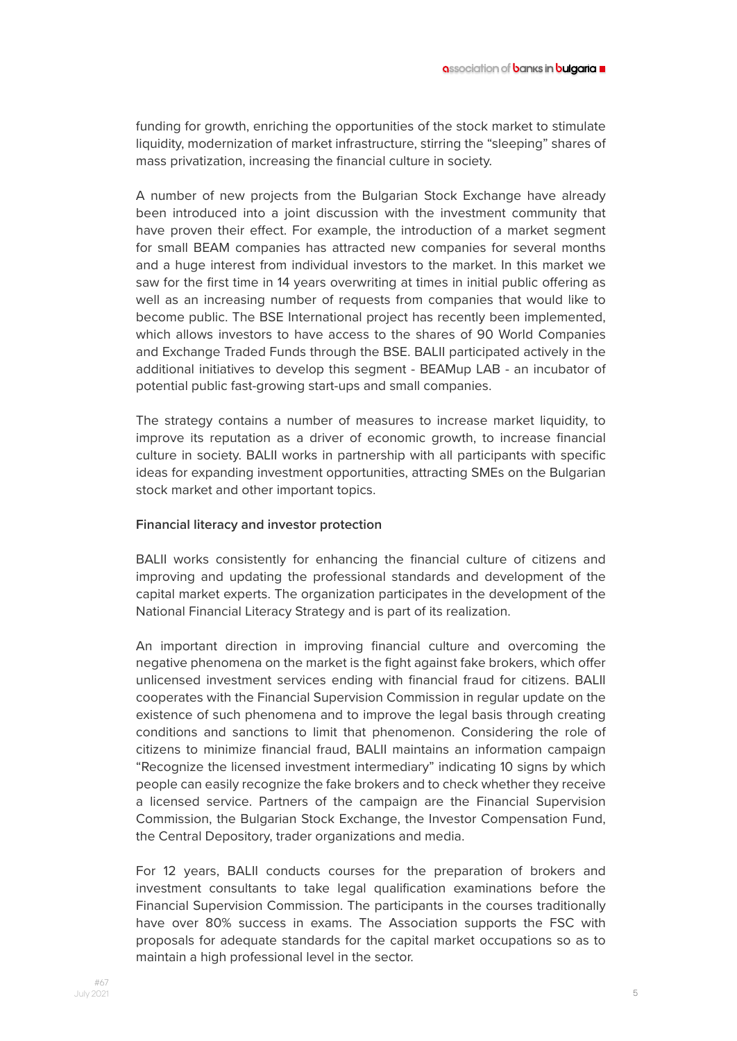funding for growth, enriching the opportunities of the stock market to stimulate liquidity, modernization of market infrastructure, stirring the "sleeping" shares of mass privatization, increasing the financial culture in society.

A number of new projects from the Bulgarian Stock Exchange have already been introduced into a joint discussion with the investment community that have proven their effect. For example, the introduction of a market segment for small BEAM companies has attracted new companies for several months and a huge interest from individual investors to the market. In this market we saw for the first time in 14 years overwriting at times in initial public offering as well as an increasing number of requests from companies that would like to become public. The BSE International project has recently been implemented, which allows investors to have access to the shares of 90 World Companies and Exchange Traded Funds through the BSE. BALII participated actively in the additional initiatives to develop this segment - BEAMup LAB - an incubator of potential public fast-growing start-ups and small companies.

The strategy contains a number of measures to increase market liquidity, to improve its reputation as a driver of economic growth, to increase financial culture in society. BALII works in partnership with all participants with specific ideas for expanding investment opportunities, attracting SMEs on the Bulgarian stock market and other important topics.

### Financial literacy and investor protection

BALII works consistently for enhancing the financial culture of citizens and improving and updating the professional standards and development of the capital market experts. The organization participates in the development of the National Financial Literacy Strategy and is part of its realization.

An important direction in improving financial culture and overcoming the negative phenomena on the market is the fight against fake brokers, which offer unlicensed investment services ending with financial fraud for citizens. BALII cooperates with the Financial Supervision Commission in regular update on the existence of such phenomena and to improve the legal basis through creating conditions and sanctions to limit that phenomenon. Considering the role of citizens to minimize financial fraud, BALII maintains an information campaign "Recognize the licensed investment intermediary" indicating 10 signs by which people can easily recognize the fake brokers and to check whether they receive a licensed service. Partners of the campaign are the Financial Supervision Commission, the Bulgarian Stock Exchange, the Investor Compensation Fund, the Central Depository, trader organizations and media.

For 12 years, BALII conducts courses for the preparation of brokers and investment consultants to take legal qualification examinations before the Financial Supervision Commission. The participants in the courses traditionally have over 80% success in exams. The Association supports the FSC with proposals for adequate standards for the capital market occupations so as to maintain a high professional level in the sector.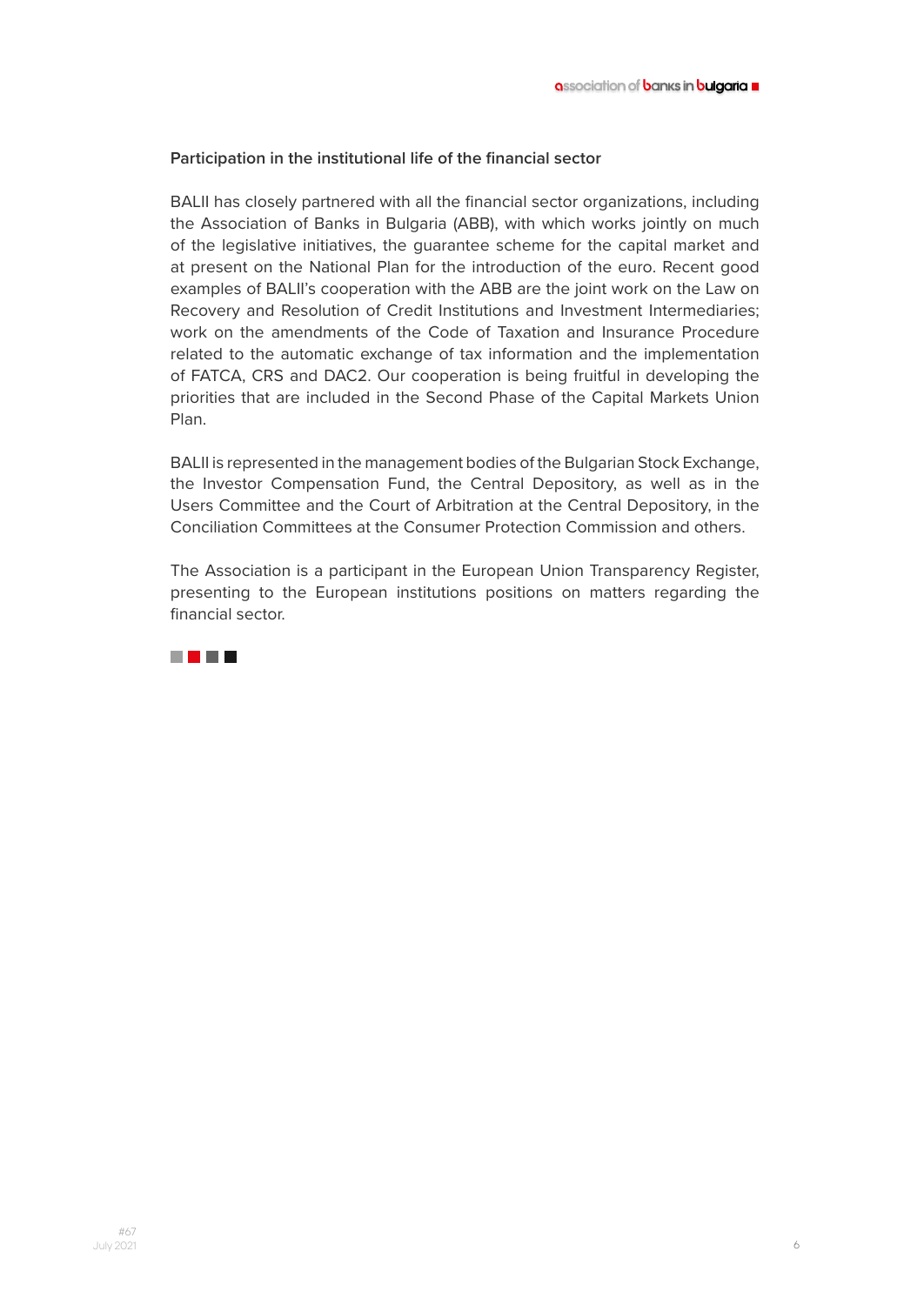### Participation in the institutional life of the financial sector

BALII has closely partnered with all the financial sector organizations, including the Association of Banks in Bulgaria (ABB), with which works jointly on much of the legislative initiatives, the guarantee scheme for the capital market and at present on the National Plan for the introduction of the euro. Recent good examples of BALII's cooperation with the ABB are the joint work on the Law on Recovery and Resolution of Credit Institutions and Investment Intermediaries; work on the amendments of the Code of Taxation and Insurance Procedure related to the automatic exchange of tax information and the implementation of FATCA, CRS and DAC2. Our cooperation is being fruitful in developing the priorities that are included in the Second Phase of the Capital Markets Union Plan.

BALII is represented in the management bodies of the Bulgarian Stock Exchange, the Investor Compensation Fund, the Central Depository, as well as in the Users Committee and the Court of Arbitration at the Central Depository, in the Conciliation Committees at the Consumer Protection Commission and others.

The Association is a participant in the European Union Transparency Register, presenting to the European institutions positions on matters regarding the financial sector.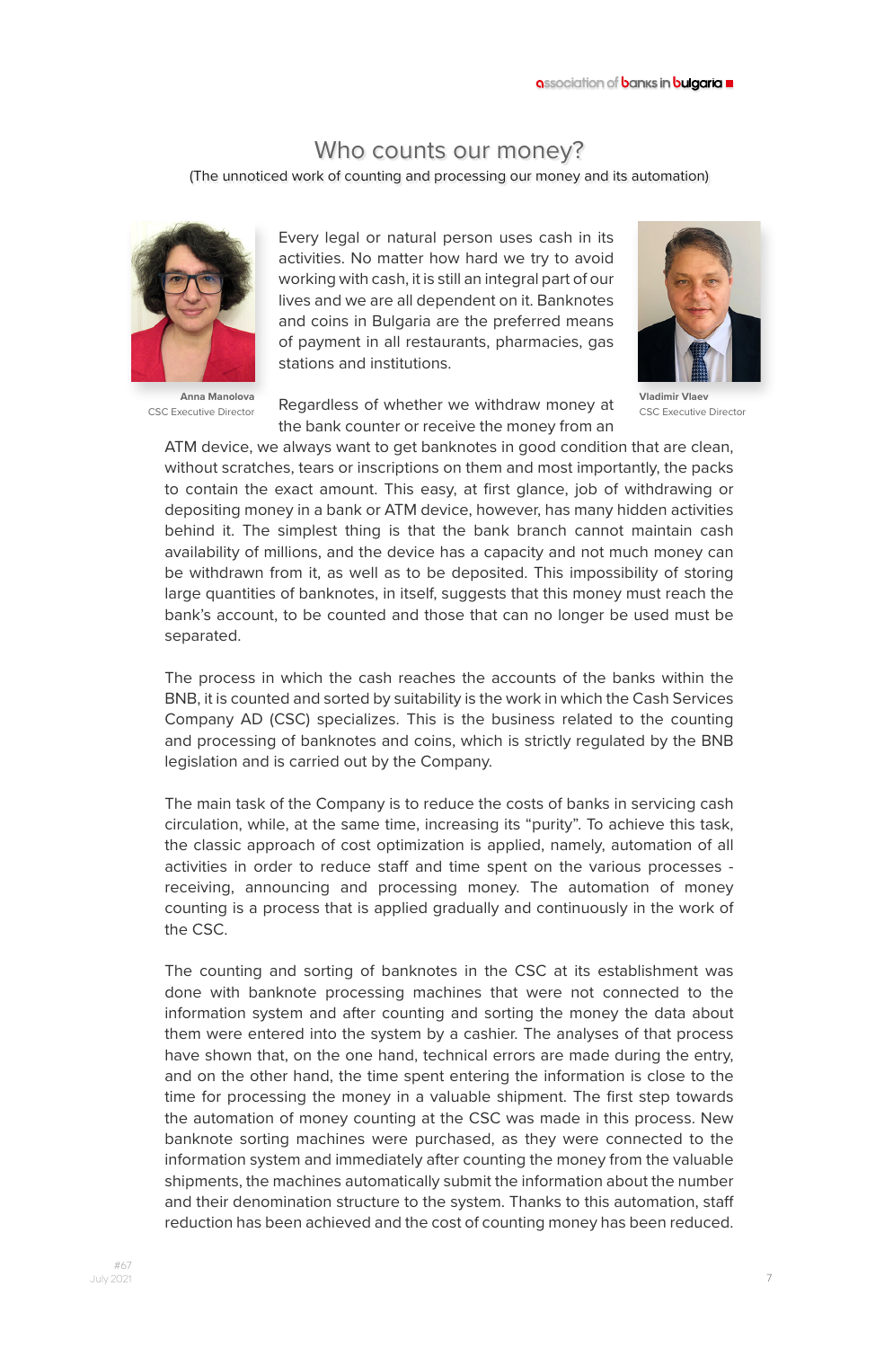# Who counts our money?

(The unnoticed work of counting and processing our money and its automation)

**Anna Manolova**
CSC Executive Director

**Vladimir Vlaev**
CSC Executive Director

Every legal or natural person uses cash in its activities. No matter how hard we try to avoid working with cash, it is still an integral part of our lives and we are all dependent on it. Banknotes and coins in Bulgaria are the preferred means of payment in all restaurants, pharmacies, gas stations and institutions.

Regardless of whether we withdraw money at the bank counter or receive the money from an ATM device, we always want to get banknotes in good condition that are clean, without scratches, tears or inscriptions on them and most importantly, the packs to contain the exact amount. This easy, at first glance, job of withdrawing or depositing money in a bank or ATM device, however, has many hidden activities behind it. The simplest thing is that the bank branch cannot maintain cash availability of millions, and the device has a capacity and not much money can be withdrawn from it, as well as to be deposited. This impossibility of storing large quantities of banknotes, in itself, suggests that this money must reach the bank's account, to be counted and those that can no longer be used must be separated.

The process in which the cash reaches the accounts of the banks within the BNB, it is counted and sorted by suitability is the work in which the Cash Services Company AD (CSC) specializes. This is the business related to the counting and processing of banknotes and coins, which is strictly regulated by the BNB legislation and is carried out by the Company.

The main task of the Company is to reduce the costs of banks in servicing cash circulation, while, at the same time, increasing its "purity". To achieve this task, the classic approach of cost optimization is applied, namely, automation of all activities in order to reduce staff and time spent on the various processes - receiving, announcing and processing money. The automation of money counting is a process that is applied gradually and continuously in the work of the CSC.

The counting and sorting of banknotes in the CSC at its establishment was done with banknote processing machines that were not connected to the information system and after counting and sorting the money the data about them were entered into the system by a cashier. The analyses of that process have shown that, on the one hand, technical errors are made during the entry, and on the other hand, the time spent entering the information is close to the time for processing the money in a valuable shipment. The first step towards the automation of money counting at the CSC was made in this process. New banknote sorting machines were purchased, as they were connected to the information system and immediately after counting the money from the valuable shipments, the machines automatically submit the information about the number and their denomination structure to the system. Thanks to this automation, staff reduction has been achieved and the cost of counting money has been reduced.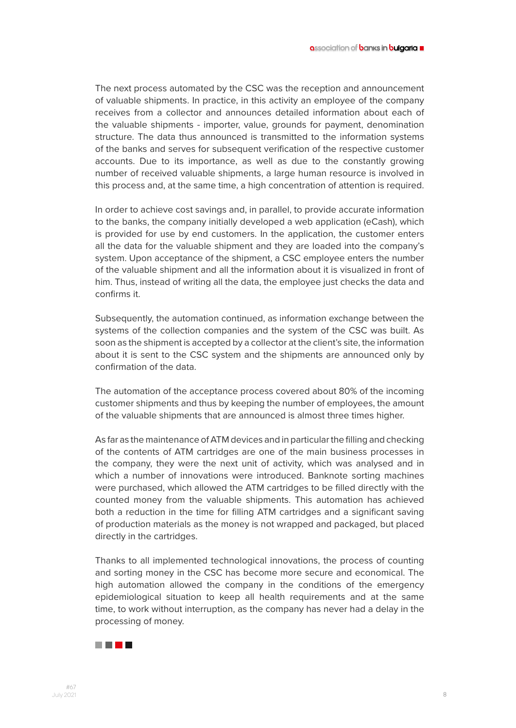The next process automated by the CSC was the reception and announcement of valuable shipments. In practice, in this activity an employee of the company receives from a collector and announces detailed information about each of the valuable shipments - importer, value, grounds for payment, denomination structure. The data thus announced is transmitted to the information systems of the banks and serves for subsequent verification of the respective customer accounts. Due to its importance, as well as due to the constantly growing number of received valuable shipments, a large human resource is involved in this process and, at the same time, a high concentration of attention is required.

In order to achieve cost savings and, in parallel, to provide accurate information to the banks, the company initially developed a web application (eCash), which is provided for use by end customers. In the application, the customer enters all the data for the valuable shipment and they are loaded into the company's system. Upon acceptance of the shipment, a CSC employee enters the number of the valuable shipment and all the information about it is visualized in front of him. Thus, instead of writing all the data, the employee just checks the data and confirms it.

Subsequently, the automation continued, as information exchange between the systems of the collection companies and the system of the CSC was built. As soon as the shipment is accepted by a collector at the client's site, the information about it is sent to the CSC system and the shipments are announced only by confirmation of the data.

The automation of the acceptance process covered about 80% of the incoming customer shipments and thus by keeping the number of employees, the amount of the valuable shipments that are announced is almost three times higher.

As far as the maintenance of ATM devices and in particular the filling and checking of the contents of ATM cartridges are one of the main business processes in the company, they were the next unit of activity, which was analysed and in which a number of innovations were introduced. Banknote sorting machines were purchased, which allowed the ATM cartridges to be filled directly with the counted money from the valuable shipments. This automation has achieved both a reduction in the time for filling ATM cartridges and a significant saving of production materials as the money is not wrapped and packaged, but placed directly in the cartridges.

Thanks to all implemented technological innovations, the process of counting and sorting money in the CSC has become more secure and economical. The high automation allowed the company in the conditions of the emergency epidemiological situation to keep all health requirements and at the same time, to work without interruption, as the company has never had a delay in the processing of money.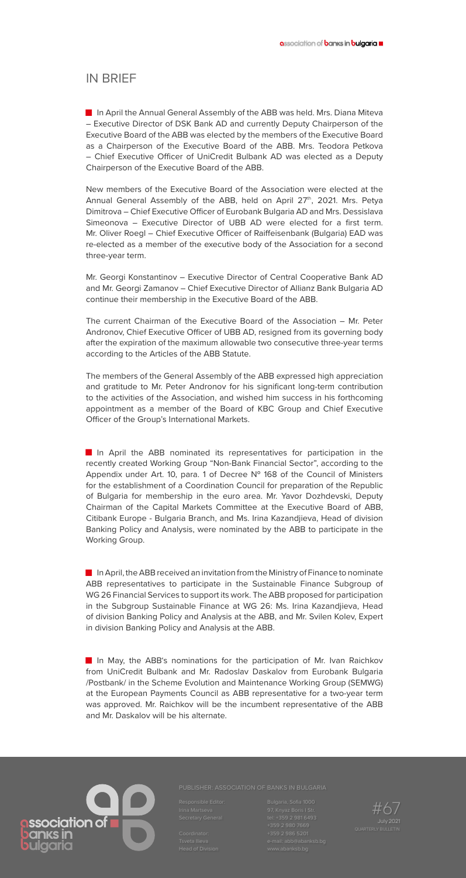# IN BRIEF

In April the Annual General Assembly of the ABB was held. Mrs. Diana Miteva – Executive Director of DSK Bank AD and currently Deputy Chairperson of the Executive Board of the ABB was elected by the members of the Executive Board as a Chairperson of the Executive Board of the ABB. Mrs. Teodora Petkova – Chief Executive Officer of UniCredit Bulbank AD was elected as a Deputy Chairperson of the Executive Board of the ABB.

New members of the Executive Board of the Association were elected at the Annual General Assembly of the ABB, held on April 27th, 2021. Mrs. Petya Dimitrova – Chief Executive Officer of Eurobank Bulgaria AD and Mrs. Dessislava Simeonova – Executive Director of UBB AD were elected for a first term. Mr. Oliver Roegl – Chief Executive Officer of Raiffeisenbank (Bulgaria) EAD was re-elected as a member of the executive body of the Association for a second three-year term.

Mr. Georgi Konstantinov – Executive Director of Central Cooperative Bank AD and Mr. Georgi Zamanov – Chief Executive Director of Allianz Bank Bulgaria AD continue their membership in the Executive Board of the ABB.

The current Chairman of the Executive Board of the Association – Mr. Peter Andronov, Chief Executive Officer of UBB AD, resigned from its governing body after the expiration of the maximum allowable two consecutive three-year terms according to the Articles of the ABB Statute.

The members of the General Assembly of the ABB expressed high appreciation and gratitude to Mr. Peter Andronov for his significant long-term contribution to the activities of the Association, and wished him success in his forthcoming appointment as a member of the Board of KBC Group and Chief Executive Officer of the Group's International Markets.

In April the ABB nominated its representatives for participation in the recently created Working Group "Non-Bank Financial Sector", according to the Appendix under Art. 10, para. 1 of Decree Nº 168 of the Council of Ministers for the establishment of a Coordination Council for preparation of the Republic of Bulgaria for membership in the euro area. Mr. Yavor Dozhdevski, Deputy Chairman of the Capital Markets Committee at the Executive Board of ABB, Citibank Europe - Bulgaria Branch, and Ms. Irina Kazandjieva, Head of division Banking Policy and Analysis, were nominated by the ABB to participate in the Working Group.

In April, the ABB received an invitation from the Ministry of Finance to nominate ABB representatives to participate in the Sustainable Finance Subgroup of WG 26 Financial Services to support its work. The ABB proposed for participation in the Subgroup Sustainable Finance at WG 26: Ms. Irina Kazandjieva, Head of division Banking Policy and Analysis at the ABB, and Mr. Svilen Kolev, Expert in division Banking Policy and Analysis at the ABB.

In May, the ABB's nominations for the participation of Mr. Ivan Raichkov from UniCredit Bulbank and Mr. Radoslav Daskalov from Eurobank Bulgaria /Postbank/ in the Scheme Evolution and Maintenance Working Group (SEMWG) at the European Payments Council as ABB representative for a two-year term was approved. Mr. Raichkov will be the incumbent representative of the ABB and Mr. Daskalov will be his alternate.

PUBLISHER: ASSOCIATION OF BANKS IN BULGARIA

Responsible Editor:
Irina Martseva
Secretary General

Coordinator:
Tsveta Ilieva
Head of Division

Bulgaria, Sofia 1000
97, Knyaz Boris I Str.
tel: +359 2 981 6493
+359 2 980 7669
+359 2 986 5201
e-mail: abb@abanksb.bg
www.abanksb.bg

#67
July 2021
QUARTERLY BULLETIN